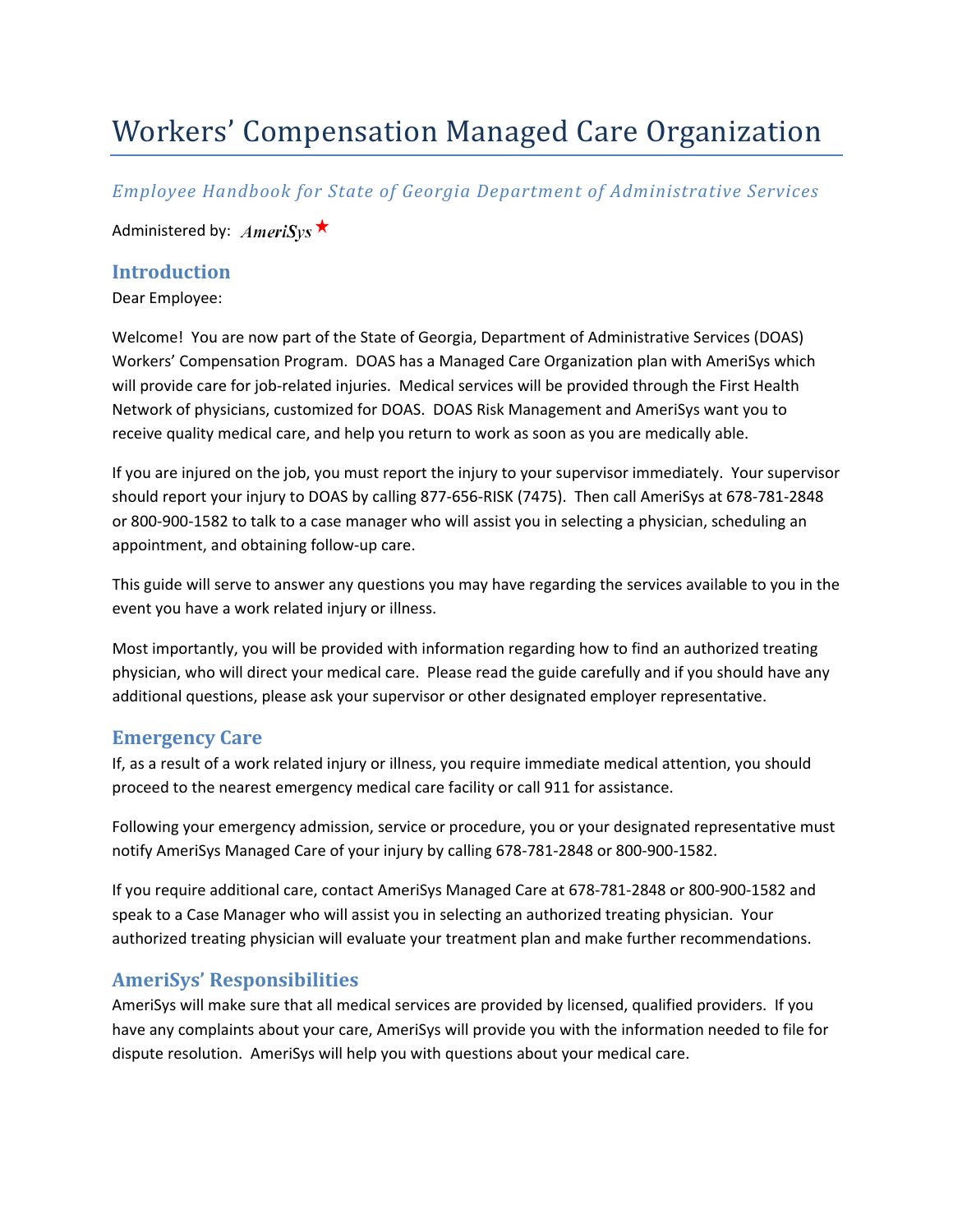# Workers' Compensation Managed Care Organization

*Employee Handbook for State of Georgia Department of Administrative Services*

Administered by: *AmeriSys* ★

## Introduction

Dear Employee:

Welcome! You are now part of the State of Georgia, Department of Administrative Services (DOAS) Workers' Compensation Program. DOAS has a Managed Care Organization plan with AmeriSys which will provide care for job-related injuries. Medical services will be provided through the First Health Network of physicians, customized for DOAS. DOAS Risk Management and AmeriSys want you to receive quality medical care, and help you return to work as soon as you are medically able.

If you are injured on the job, you must report the injury to your supervisor immediately. Your supervisor should report your injury to DOAS by calling 877-656-RISK (7475). Then call AmeriSys at 678-781-2848 or 800-900-1582 to talk to a case manager who will assist you in selecting a physician, scheduling an appointment, and obtaining follow-up care.

This guide will serve to answer any questions you may have regarding the services available to you in the event you have a work related injury or illness.

Most importantly, you will be provided with information regarding how to find an authorized treating physician, who will direct your medical care. Please read the guide carefully and if you should have any additional questions, please ask your supervisor or other designated employer representative.

## Emergency Care

If, as a result of a work related injury or illness, you require immediate medical attention, you should proceed to the nearest emergency medical care facility or call 911 for assistance.

Following your emergency admission, service or procedure, you or your designated representative must notify AmeriSys Managed Care of your injury by calling 678-781-2848 or 800-900-1582.

If you require additional care, contact AmeriSys Managed Care at 678-781-2848 or 800-900-1582 and speak to a Case Manager who will assist you in selecting an authorized treating physician. Your authorized treating physician will evaluate your treatment plan and make further recommendations.

## AmeriSys' Responsibilities

AmeriSys will make sure that all medical services are provided by licensed, qualified providers. If you have any complaints about your care, AmeriSys will provide you with the information needed to file for dispute resolution. AmeriSys will help you with questions about your medical care.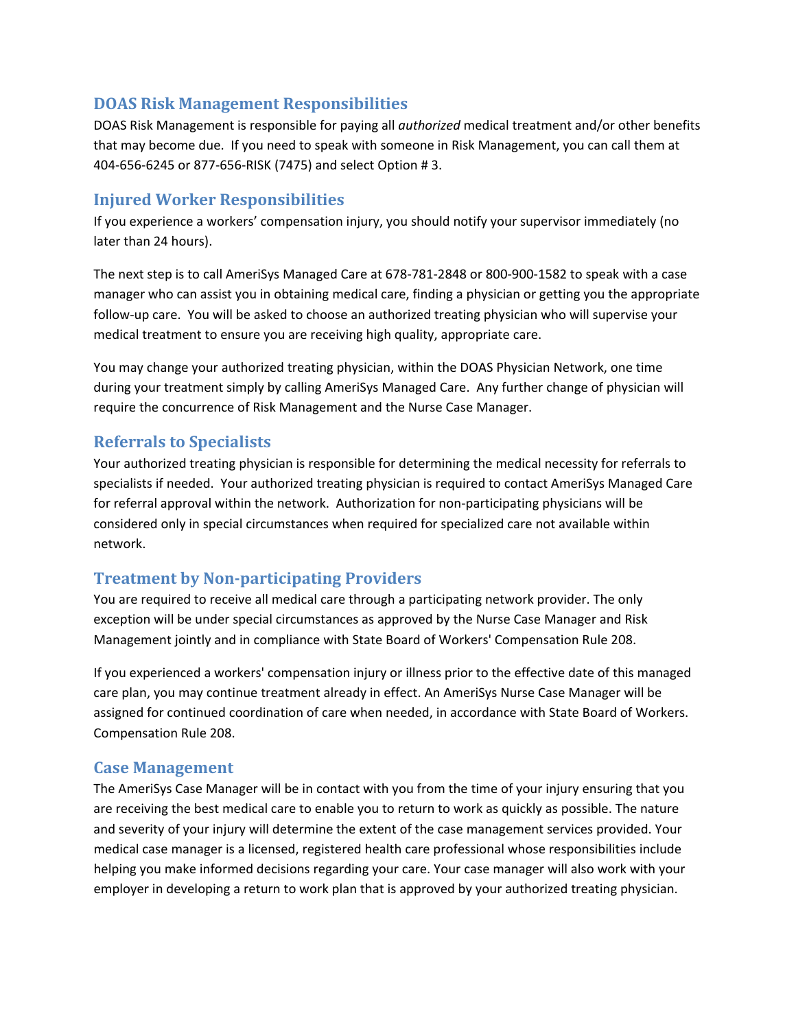## DOAS Risk Management Responsibilities

DOAS Risk Management is responsible for paying all *authorized* medical treatment and/or other benefits that may become due. If you need to speak with someone in Risk Management, you can call them at 404-656-6245 or 877-656-RISK (7475) and select Option # 3.

## Injured Worker Responsibilities

If you experience a workers' compensation injury, you should notify your supervisor immediately (no later than 24 hours).

The next step is to call AmeriSys Managed Care at 678-781-2848 or 800-900-1582 to speak with a case manager who can assist you in obtaining medical care, finding a physician or getting you the appropriate follow-up care. You will be asked to choose an authorized treating physician who will supervise your medical treatment to ensure you are receiving high quality, appropriate care.

You may change your authorized treating physician, within the DOAS Physician Network, one time during your treatment simply by calling AmeriSys Managed Care. Any further change of physician will require the concurrence of Risk Management and the Nurse Case Manager.

## Referrals to Specialists

Your authorized treating physician is responsible for determining the medical necessity for referrals to specialists if needed. Your authorized treating physician is required to contact AmeriSys Managed Care for referral approval within the network. Authorization for non-participating physicians will be considered only in special circumstances when required for specialized care not available within network.

## Treatment by Non-participating Providers

You are required to receive all medical care through a participating network provider. The only exception will be under special circumstances as approved by the Nurse Case Manager and Risk Management jointly and in compliance with State Board of Workers' Compensation Rule 208.

If you experienced a workers' compensation injury or illness prior to the effective date of this managed care plan, you may continue treatment already in effect. An AmeriSys Nurse Case Manager will be assigned for continued coordination of care when needed, in accordance with State Board of Workers. Compensation Rule 208.

## Case Management

The AmeriSys Case Manager will be in contact with you from the time of your injury ensuring that you are receiving the best medical care to enable you to return to work as quickly as possible. The nature and severity of your injury will determine the extent of the case management services provided. Your medical case manager is a licensed, registered health care professional whose responsibilities include helping you make informed decisions regarding your care. Your case manager will also work with your employer in developing a return to work plan that is approved by your authorized treating physician.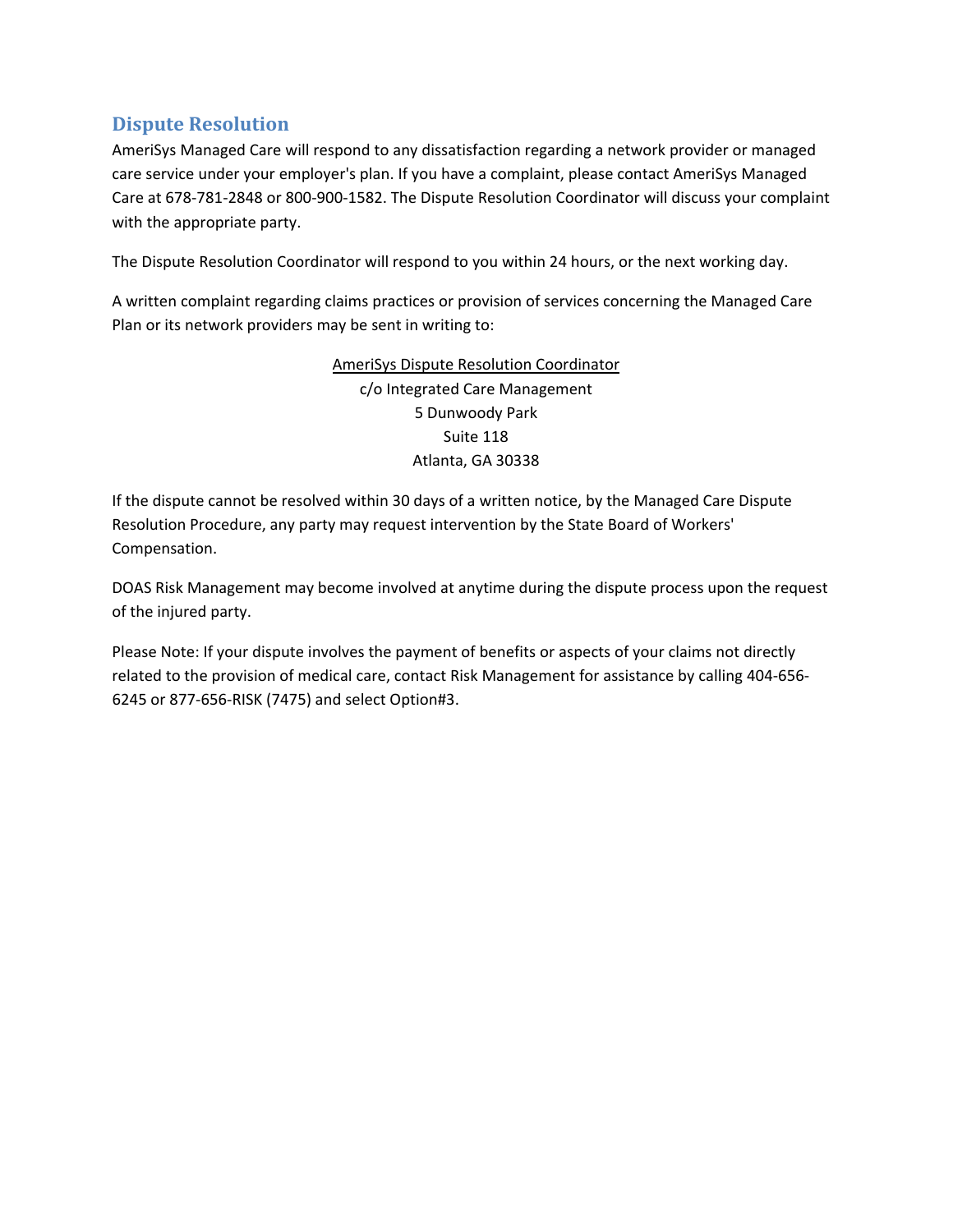## Dispute Resolution

AmeriSys Managed Care will respond to any dissatisfaction regarding a network provider or managed care service under your employer's plan. If you have a complaint, please contact AmeriSys Managed Care at 678-781-2848 or 800-900-1582. The Dispute Resolution Coordinator will discuss your complaint with the appropriate party.

The Dispute Resolution Coordinator will respond to you within 24 hours, or the next working day.

A written complaint regarding claims practices or provision of services concerning the Managed Care Plan or its network providers may be sent in writing to:

AmeriSys Dispute Resolution Coordinator
c/o Integrated Care Management
5 Dunwoody Park
Suite 118
Atlanta, GA 30338

If the dispute cannot be resolved within 30 days of a written notice, by the Managed Care Dispute Resolution Procedure, any party may request intervention by the State Board of Workers' Compensation.

DOAS Risk Management may become involved at anytime during the dispute process upon the request of the injured party.

Please Note: If your dispute involves the payment of benefits or aspects of your claims not directly related to the provision of medical care, contact Risk Management for assistance by calling 404-656-6245 or 877-656-RISK (7475) and select Option#3.